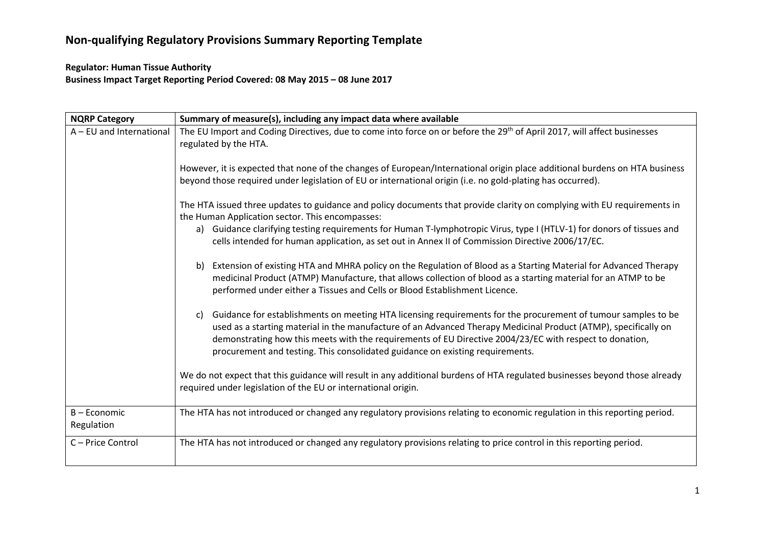# Non-qualifying Regulatory Provisions Summary Reporting Template

**Regulator: Human Tissue Authority**
**Business Impact Target Reporting Period Covered: 08 May 2015 – 08 June 2017**

| NQRP Category | Summary of measure(s), including any impact data where available |
|---|---|
| A – EU and International | The EU Import and Coding Directives, due to come into force on or before the 29th of April 2017, will affect businesses regulated by the HTA.<br><br>However, it is expected that none of the changes of European/International origin place additional burdens on HTA business beyond those required under legislation of EU or international origin (i.e. no gold-plating has occurred).<br><br>The HTA issued three updates to guidance and policy documents that provide clarity on complying with EU requirements in the Human Application sector. This encompasses:<br>a) Guidance clarifying testing requirements for Human T-lymphotropic Virus, type I (HTLV-1) for donors of tissues and cells intended for human application, as set out in Annex II of Commission Directive 2006/17/EC.<br><br>b) Extension of existing HTA and MHRA policy on the Regulation of Blood as a Starting Material for Advanced Therapy medicinal Product (ATMP) Manufacture, that allows collection of blood as a starting material for an ATMP to be performed under either a Tissues and Cells or Blood Establishment Licence.<br><br>c) Guidance for establishments on meeting HTA licensing requirements for the procurement of tumour samples to be used as a starting material in the manufacture of an Advanced Therapy Medicinal Product (ATMP), specifically on demonstrating how this meets with the requirements of EU Directive 2004/23/EC with respect to donation, procurement and testing. This consolidated guidance on existing requirements.<br><br>We do not expect that this guidance will result in any additional burdens of HTA regulated businesses beyond those already required under legislation of the EU or international origin. |
| B – Economic Regulation | The HTA has not introduced or changed any regulatory provisions relating to economic regulation in this reporting period. |
| C – Price Control | The HTA has not introduced or changed any regulatory provisions relating to price control in this reporting period. |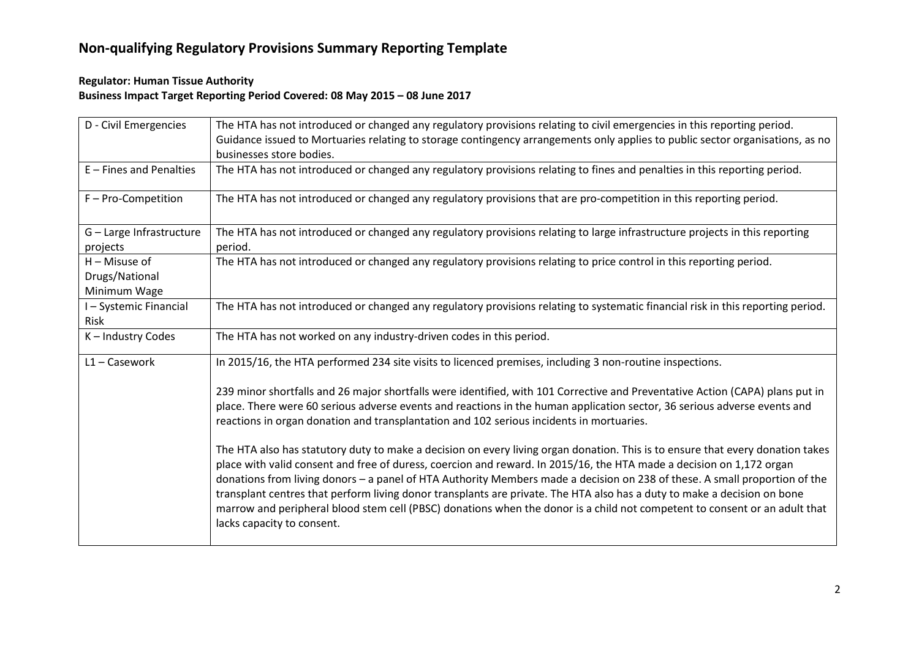# Non-qualifying Regulatory Provisions Summary Reporting Template

**Regulator: Human Tissue Authority**
**Business Impact Target Reporting Period Covered: 08 May 2015 – 08 June 2017**

| | |
|---|---|
| D - Civil Emergencies | The HTA has not introduced or changed any regulatory provisions relating to civil emergencies in this reporting period. Guidance issued to Mortuaries relating to storage contingency arrangements only applies to public sector organisations, as no businesses store bodies. |
| E – Fines and Penalties | The HTA has not introduced or changed any regulatory provisions relating to fines and penalties in this reporting period. |
| F – Pro-Competition | The HTA has not introduced or changed any regulatory provisions that are pro-competition in this reporting period. |
| G – Large Infrastructure projects | The HTA has not introduced or changed any regulatory provisions relating to large infrastructure projects in this reporting period. |
| H – Misuse of Drugs/National Minimum Wage | The HTA has not introduced or changed any regulatory provisions relating to price control in this reporting period. |
| I – Systemic Financial Risk | The HTA has not introduced or changed any regulatory provisions relating to systematic financial risk in this reporting period. |
| K – Industry Codes | The HTA has not worked on any industry-driven codes in this period. |
| L1 – Casework | In 2015/16, the HTA performed 234 site visits to licenced premises, including 3 non-routine inspections.<br><br>239 minor shortfalls and 26 major shortfalls were identified, with 101 Corrective and Preventative Action (CAPA) plans put in place. There were 60 serious adverse events and reactions in the human application sector, 36 serious adverse events and reactions in organ donation and transplantation and 102 serious incidents in mortuaries.<br><br>The HTA also has statutory duty to make a decision on every living organ donation. This is to ensure that every donation takes place with valid consent and free of duress, coercion and reward. In 2015/16, the HTA made a decision on 1,172 organ donations from living donors – a panel of HTA Authority Members made a decision on 238 of these. A small proportion of the transplant centres that perform living donor transplants are private. The HTA also has a duty to make a decision on bone marrow and peripheral blood stem cell (PBSC) donations when the donor is a child not competent to consent or an adult that lacks capacity to consent. |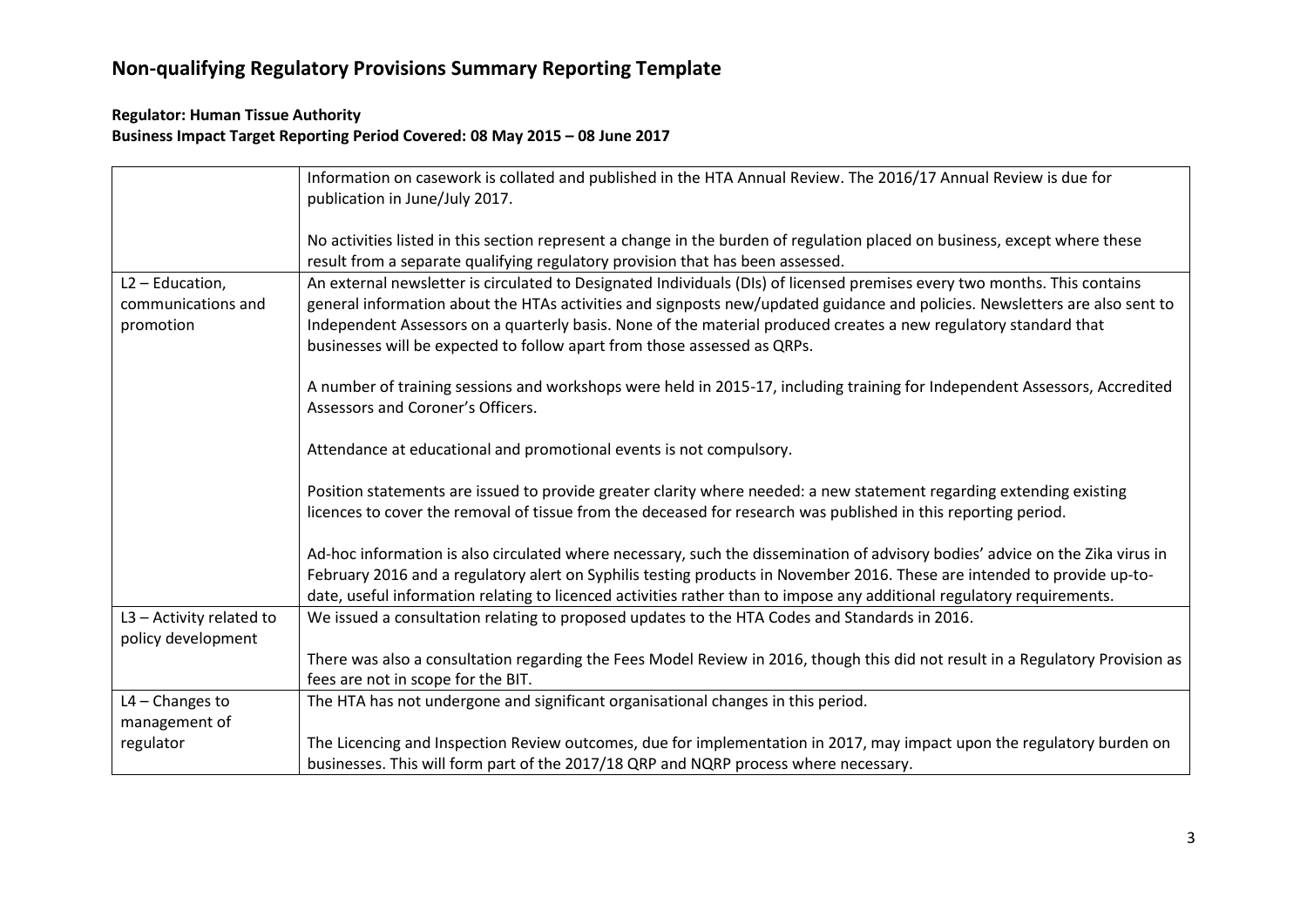# Non-qualifying Regulatory Provisions Summary Reporting Template

**Regulator: Human Tissue Authority**
**Business Impact Target Reporting Period Covered: 08 May 2015 – 08 June 2017**

| | |
|---|---|
| | Information on casework is collated and published in the HTA Annual Review. The 2016/17 Annual Review is due for publication in June/July 2017.<br><br>No activities listed in this section represent a change in the burden of regulation placed on business, except where these result from a separate qualifying regulatory provision that has been assessed. |
| L2 – Education, communications and promotion | An external newsletter is circulated to Designated Individuals (DIs) of licensed premises every two months. This contains general information about the HTAs activities and signposts new/updated guidance and policies. Newsletters are also sent to Independent Assessors on a quarterly basis. None of the material produced creates a new regulatory standard that businesses will be expected to follow apart from those assessed as QRPs.<br><br>A number of training sessions and workshops were held in 2015-17, including training for Independent Assessors, Accredited Assessors and Coroner's Officers.<br><br>Attendance at educational and promotional events is not compulsory.<br><br>Position statements are issued to provide greater clarity where needed: a new statement regarding extending existing licences to cover the removal of tissue from the deceased for research was published in this reporting period.<br><br>Ad-hoc information is also circulated where necessary, such the dissemination of advisory bodies' advice on the Zika virus in February 2016 and a regulatory alert on Syphilis testing products in November 2016. These are intended to provide up-to-date, useful information relating to licenced activities rather than to impose any additional regulatory requirements. |
| L3 – Activity related to policy development | We issued a consultation relating to proposed updates to the HTA Codes and Standards in 2016.<br><br>There was also a consultation regarding the Fees Model Review in 2016, though this did not result in a Regulatory Provision as fees are not in scope for the BIT. |
| L4 – Changes to management of regulator | The HTA has not undergone and significant organisational changes in this period.<br><br>The Licencing and Inspection Review outcomes, due for implementation in 2017, may impact upon the regulatory burden on businesses. This will form part of the 2017/18 QRP and NQRP process where necessary. |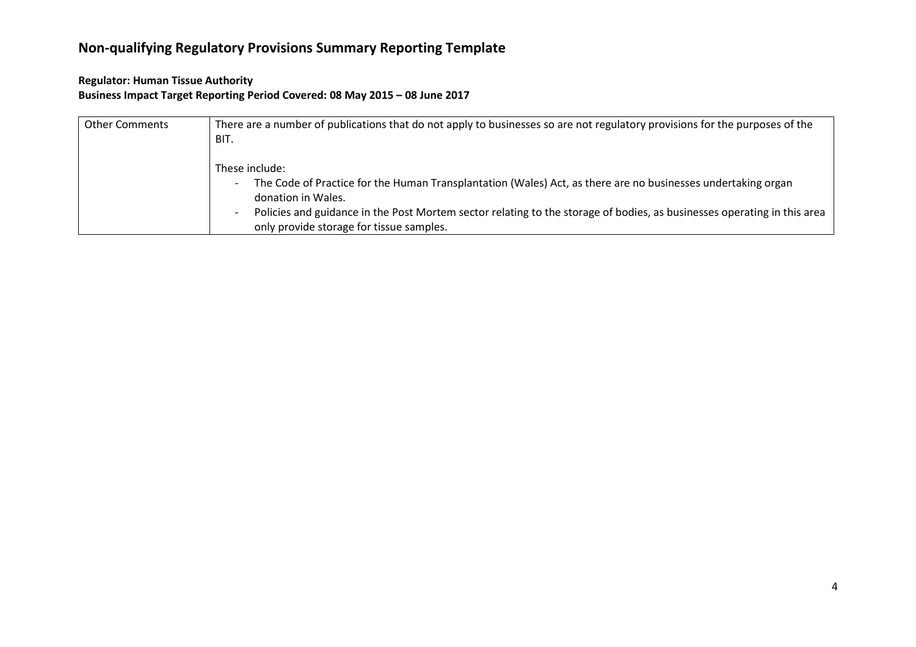# Non-qualifying Regulatory Provisions Summary Reporting Template

**Regulator: Human Tissue Authority**
**Business Impact Target Reporting Period Covered: 08 May 2015 – 08 June 2017**

| | |
|---|---|
| Other Comments | There are a number of publications that do not apply to businesses so are not regulatory provisions for the purposes of the BIT.<br><br>These include:<br>- The Code of Practice for the Human Transplantation (Wales) Act, as there are no businesses undertaking organ donation in Wales.<br>- Policies and guidance in the Post Mortem sector relating to the storage of bodies, as businesses operating in this area only provide storage for tissue samples. |